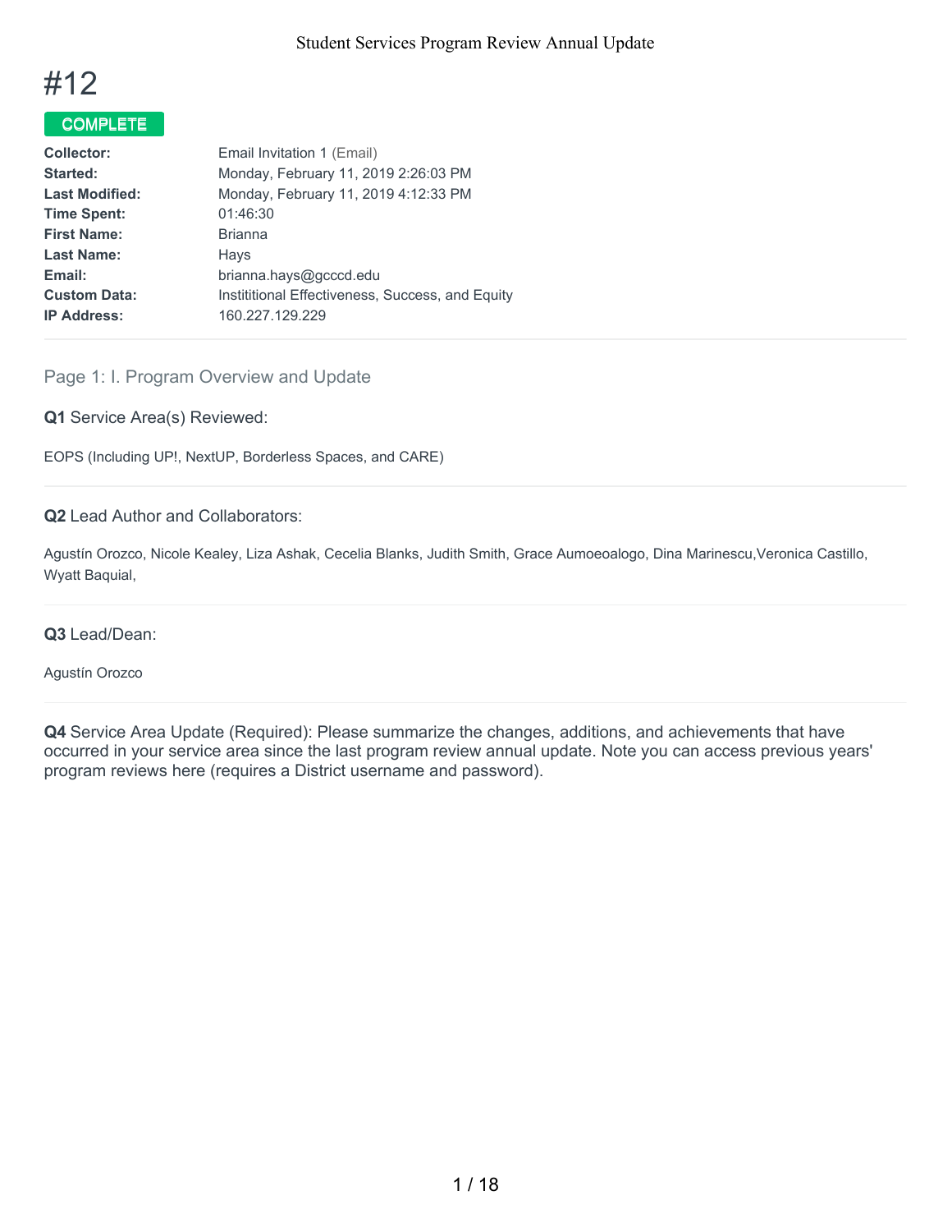# #12

**COMPLETE**

| | |
|---|---|
| **Collector:** | Email Invitation 1 (Email) |
| **Started:** | Monday, February 11, 2019 2:26:03 PM |
| **Last Modified:** | Monday, February 11, 2019 4:12:33 PM |
| **Time Spent:** | 01:46:30 |
| **First Name:** | Brianna |
| **Last Name:** | Hays |
| **Email:** | brianna.hays@gcccd.edu |
| **Custom Data:** | Instititional Effectiveness, Success, and Equity |
| **IP Address:** | 160.227.129.229 |

## Page 1: I. Program Overview and Update

**Q1** Service Area(s) Reviewed:

EOPS (Including UP!, NextUP, Borderless Spaces, and CARE)

**Q2** Lead Author and Collaborators:

Agustín Orozco, Nicole Kealey, Liza Ashak, Cecelia Blanks, Judith Smith, Grace Aumoeoalogo, Dina Marinescu,Veronica Castillo, Wyatt Baquial,

**Q3** Lead/Dean:

Agustín Orozco

**Q4** Service Area Update (Required): Please summarize the changes, additions, and achievements that have occurred in your service area since the last program review annual update. Note you can access previous years' program reviews here (requires a District username and password).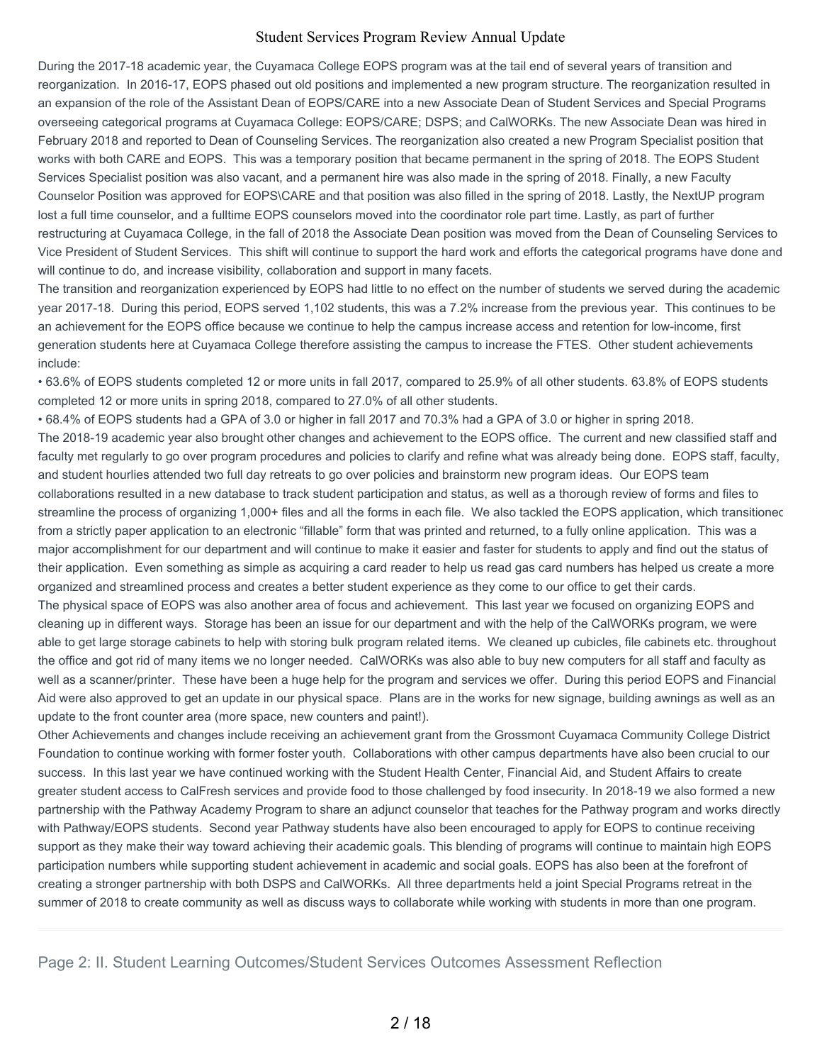During the 2017-18 academic year, the Cuyamaca College EOPS program was at the tail end of several years of transition and reorganization. In 2016-17, EOPS phased out old positions and implemented a new program structure. The reorganization resulted in an expansion of the role of the Assistant Dean of EOPS/CARE into a new Associate Dean of Student Services and Special Programs overseeing categorical programs at Cuyamaca College: EOPS/CARE; DSPS; and CalWORKs. The new Associate Dean was hired in February 2018 and reported to Dean of Counseling Services. The reorganization also created a new Program Specialist position that works with both CARE and EOPS. This was a temporary position that became permanent in the spring of 2018. The EOPS Student Services Specialist position was also vacant, and a permanent hire was also made in the spring of 2018. Finally, a new Faculty Counselor Position was approved for EOPS\CARE and that position was also filled in the spring of 2018. Lastly, the NextUP program lost a full time counselor, and a fulltime EOPS counselors moved into the coordinator role part time. Lastly, as part of further restructuring at Cuyamaca College, in the fall of 2018 the Associate Dean position was moved from the Dean of Counseling Services to Vice President of Student Services. This shift will continue to support the hard work and efforts the categorical programs have done and will continue to do, and increase visibility, collaboration and support in many facets.

The transition and reorganization experienced by EOPS had little to no effect on the number of students we served during the academic year 2017-18. During this period, EOPS served 1,102 students, this was a 7.2% increase from the previous year. This continues to be an achievement for the EOPS office because we continue to help the campus increase access and retention for low-income, first generation students here at Cuyamaca College therefore assisting the campus to increase the FTES. Other student achievements include:

• 63.6% of EOPS students completed 12 or more units in fall 2017, compared to 25.9% of all other students. 63.8% of EOPS students completed 12 or more units in spring 2018, compared to 27.0% of all other students.

• 68.4% of EOPS students had a GPA of 3.0 or higher in fall 2017 and 70.3% had a GPA of 3.0 or higher in spring 2018.

The 2018-19 academic year also brought other changes and achievement to the EOPS office. The current and new classified staff and faculty met regularly to go over program procedures and policies to clarify and refine what was already being done. EOPS staff, faculty, and student hourlies attended two full day retreats to go over policies and brainstorm new program ideas. Our EOPS team collaborations resulted in a new database to track student participation and status, as well as a thorough review of forms and files to streamline the process of organizing 1,000+ files and all the forms in each file. We also tackled the EOPS application, which transitioned from a strictly paper application to an electronic "fillable" form that was printed and returned, to a fully online application. This was a major accomplishment for our department and will continue to make it easier and faster for students to apply and find out the status of their application. Even something as simple as acquiring a card reader to help us read gas card numbers has helped us create a more organized and streamlined process and creates a better student experience as they come to our office to get their cards.

The physical space of EOPS was also another area of focus and achievement. This last year we focused on organizing EOPS and cleaning up in different ways. Storage has been an issue for our department and with the help of the CalWORKs program, we were able to get large storage cabinets to help with storing bulk program related items. We cleaned up cubicles, file cabinets etc. throughout the office and got rid of many items we no longer needed. CalWORKs was also able to buy new computers for all staff and faculty as well as a scanner/printer. These have been a huge help for the program and services we offer. During this period EOPS and Financial Aid were also approved to get an update in our physical space. Plans are in the works for new signage, building awnings as well as an update to the front counter area (more space, new counters and paint!).

Other Achievements and changes include receiving an achievement grant from the Grossmont Cuyamaca Community College District Foundation to continue working with former foster youth. Collaborations with other campus departments have also been crucial to our success. In this last year we have continued working with the Student Health Center, Financial Aid, and Student Affairs to create greater student access to CalFresh services and provide food to those challenged by food insecurity. In 2018-19 we also formed a new partnership with the Pathway Academy Program to share an adjunct counselor that teaches for the Pathway program and works directly with Pathway/EOPS students. Second year Pathway students have also been encouraged to apply for EOPS to continue receiving support as they make their way toward achieving their academic goals. This blending of programs will continue to maintain high EOPS participation numbers while supporting student achievement in academic and social goals. EOPS has also been at the forefront of creating a stronger partnership with both DSPS and CalWORKs. All three departments held a joint Special Programs retreat in the summer of 2018 to create community as well as discuss ways to collaborate while working with students in more than one program.

## Page 2: II. Student Learning Outcomes/Student Services Outcomes Assessment Reflection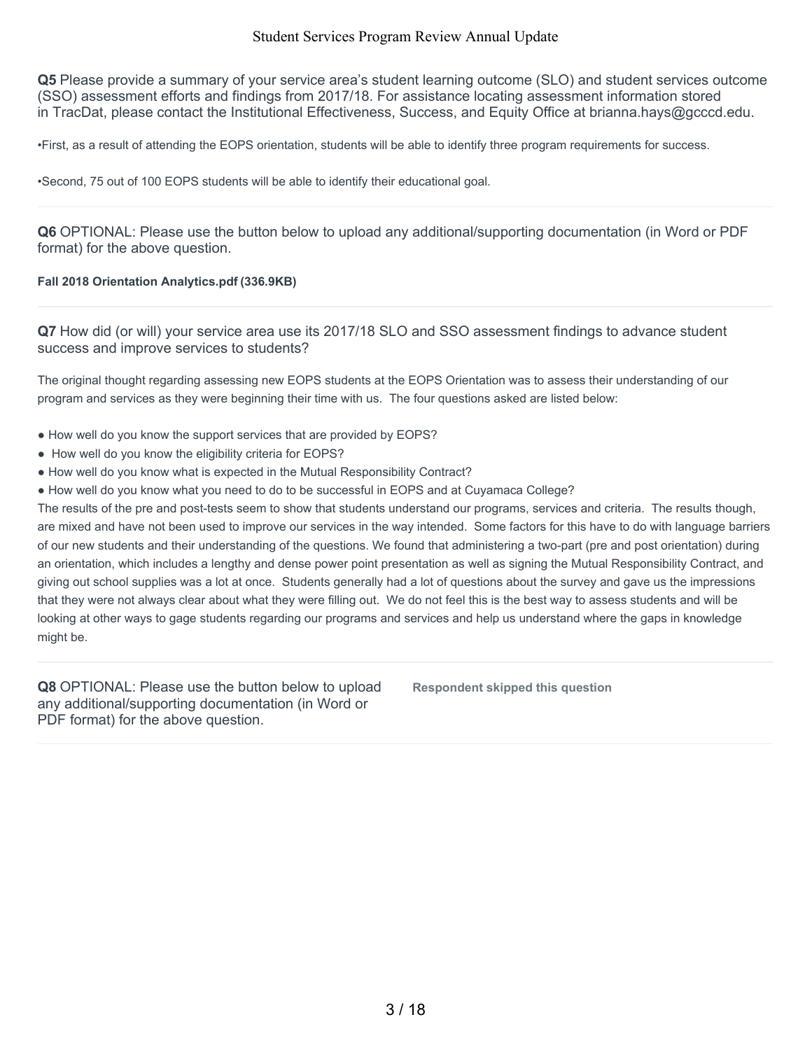**Q5** Please provide a summary of your service area's student learning outcome (SLO) and student services outcome (SSO) assessment efforts and findings from 2017/18. For assistance locating assessment information stored in TracDat, please contact the Institutional Effectiveness, Success, and Equity Office at brianna.hays@gcccd.edu.

•First, as a result of attending the EOPS orientation, students will be able to identify three program requirements for success.

•Second, 75 out of 100 EOPS students will be able to identify their educational goal.

---

**Q6** OPTIONAL: Please use the button below to upload any additional/supporting documentation (in Word or PDF format) for the above question.

**Fall 2018 Orientation Analytics.pdf (336.9KB)**

---

**Q7** How did (or will) your service area use its 2017/18 SLO and SSO assessment findings to advance student success and improve services to students?

The original thought regarding assessing new EOPS students at the EOPS Orientation was to assess their understanding of our program and services as they were beginning their time with us. The four questions asked are listed below:

- How well do you know the support services that are provided by EOPS?
- How well do you know the eligibility criteria for EOPS?
- How well do you know what is expected in the Mutual Responsibility Contract?
- How well do you know what you need to do to be successful in EOPS and at Cuyamaca College?

The results of the pre and post-tests seem to show that students understand our programs, services and criteria. The results though, are mixed and have not been used to improve our services in the way intended. Some factors for this have to do with language barriers of our new students and their understanding of the questions. We found that administering a two-part (pre and post orientation) during an orientation, which includes a lengthy and dense power point presentation as well as signing the Mutual Responsibility Contract, and giving out school supplies was a lot at once. Students generally had a lot of questions about the survey and gave us the impressions that they were not always clear about what they were filling out. We do not feel this is the best way to assess students and will be looking at other ways to gage students regarding our programs and services and help us understand where the gaps in knowledge might be.

---

**Q8** OPTIONAL: Please use the button below to upload any additional/supporting documentation (in Word or PDF format) for the above question.

**Respondent skipped this question**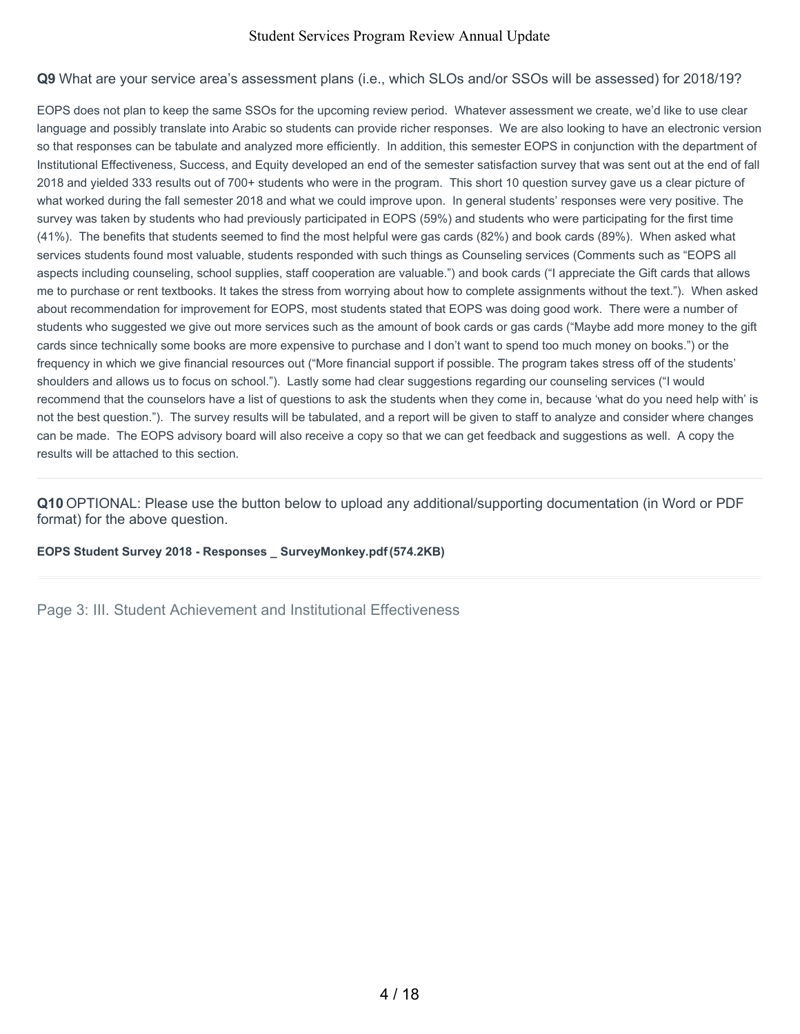**Q9** What are your service area's assessment plans (i.e., which SLOs and/or SSOs will be assessed) for 2018/19?

EOPS does not plan to keep the same SSOs for the upcoming review period. Whatever assessment we create, we'd like to use clear language and possibly translate into Arabic so students can provide richer responses. We are also looking to have an electronic version so that responses can be tabulate and analyzed more efficiently. In addition, this semester EOPS in conjunction with the department of Institutional Effectiveness, Success, and Equity developed an end of the semester satisfaction survey that was sent out at the end of fall 2018 and yielded 333 results out of 700+ students who were in the program. This short 10 question survey gave us a clear picture of what worked during the fall semester 2018 and what we could improve upon. In general students' responses were very positive. The survey was taken by students who had previously participated in EOPS (59%) and students who were participating for the first time (41%). The benefits that students seemed to find the most helpful were gas cards (82%) and book cards (89%). When asked what services students found most valuable, students responded with such things as Counseling services (Comments such as "EOPS all aspects including counseling, school supplies, staff cooperation are valuable.") and book cards ("I appreciate the Gift cards that allows me to purchase or rent textbooks. It takes the stress from worrying about how to complete assignments without the text."). When asked about recommendation for improvement for EOPS, most students stated that EOPS was doing good work. There were a number of students who suggested we give out more services such as the amount of book cards or gas cards ("Maybe add more money to the gift cards since technically some books are more expensive to purchase and I don't want to spend too much money on books.") or the frequency in which we give financial resources out ("More financial support if possible. The program takes stress off of the students' shoulders and allows us to focus on school."). Lastly some had clear suggestions regarding our counseling services ("I would recommend that the counselors have a list of questions to ask the students when they come in, because 'what do you need help with' is not the best question."). The survey results will be tabulated, and a report will be given to staff to analyze and consider where changes can be made. The EOPS advisory board will also receive a copy so that we can get feedback and suggestions as well. A copy the results will be attached to this section.

---

**Q10** OPTIONAL: Please use the button below to upload any additional/supporting documentation (in Word or PDF format) for the above question.

**EOPS Student Survey 2018 - Responses _ SurveyMonkey.pdf (574.2KB)**

---

## Page 3: III. Student Achievement and Institutional Effectiveness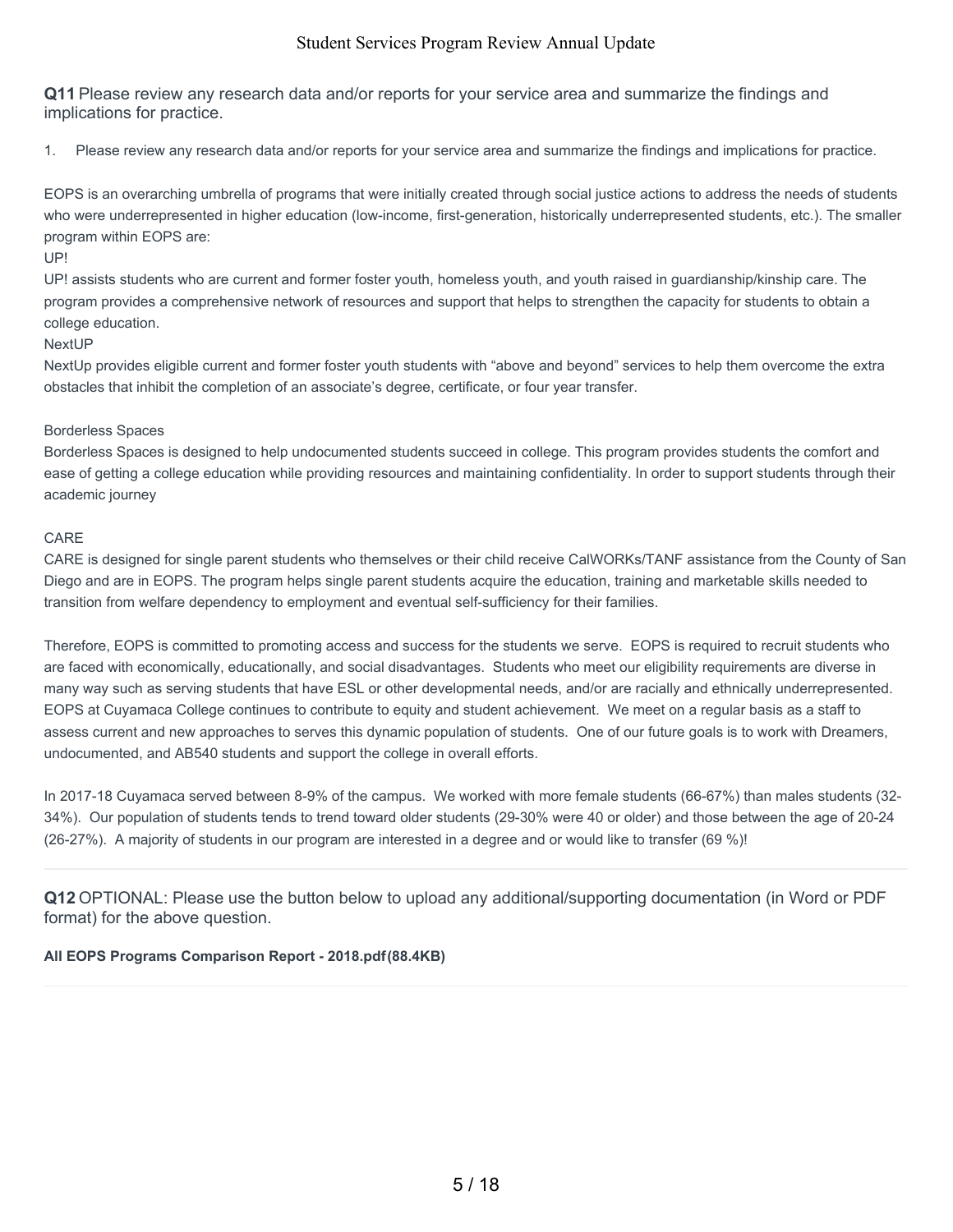**Q11** Please review any research data and/or reports for your service area and summarize the findings and implications for practice.

1. Please review any research data and/or reports for your service area and summarize the findings and implications for practice.

EOPS is an overarching umbrella of programs that were initially created through social justice actions to address the needs of students who were underrepresented in higher education (low-income, first-generation, historically underrepresented students, etc.). The smaller program within EOPS are:

UP!

UP! assists students who are current and former foster youth, homeless youth, and youth raised in guardianship/kinship care. The program provides a comprehensive network of resources and support that helps to strengthen the capacity for students to obtain a college education.

NextUP

NextUp provides eligible current and former foster youth students with “above and beyond” services to help them overcome the extra obstacles that inhibit the completion of an associate’s degree, certificate, or four year transfer.

Borderless Spaces

Borderless Spaces is designed to help undocumented students succeed in college. This program provides students the comfort and ease of getting a college education while providing resources and maintaining confidentiality. In order to support students through their academic journey

CARE

CARE is designed for single parent students who themselves or their child receive CalWORKs/TANF assistance from the County of San Diego and are in EOPS. The program helps single parent students acquire the education, training and marketable skills needed to transition from welfare dependency to employment and eventual self-sufficiency for their families.

Therefore, EOPS is committed to promoting access and success for the students we serve. EOPS is required to recruit students who are faced with economically, educationally, and social disadvantages. Students who meet our eligibility requirements are diverse in many way such as serving students that have ESL or other developmental needs, and/or are racially and ethnically underrepresented. EOPS at Cuyamaca College continues to contribute to equity and student achievement. We meet on a regular basis as a staff to assess current and new approaches to serves this dynamic population of students. One of our future goals is to work with Dreamers, undocumented, and AB540 students and support the college in overall efforts.

In 2017-18 Cuyamaca served between 8-9% of the campus. We worked with more female students (66-67%) than males students (32-34%). Our population of students tends to trend toward older students (29-30% were 40 or older) and those between the age of 20-24 (26-27%). A majority of students in our program are interested in a degree and or would like to transfer (69 %)!

---

**Q12** OPTIONAL: Please use the button below to upload any additional/supporting documentation (in Word or PDF format) for the above question.

**All EOPS Programs Comparison Report - 2018.pdf(88.4KB)**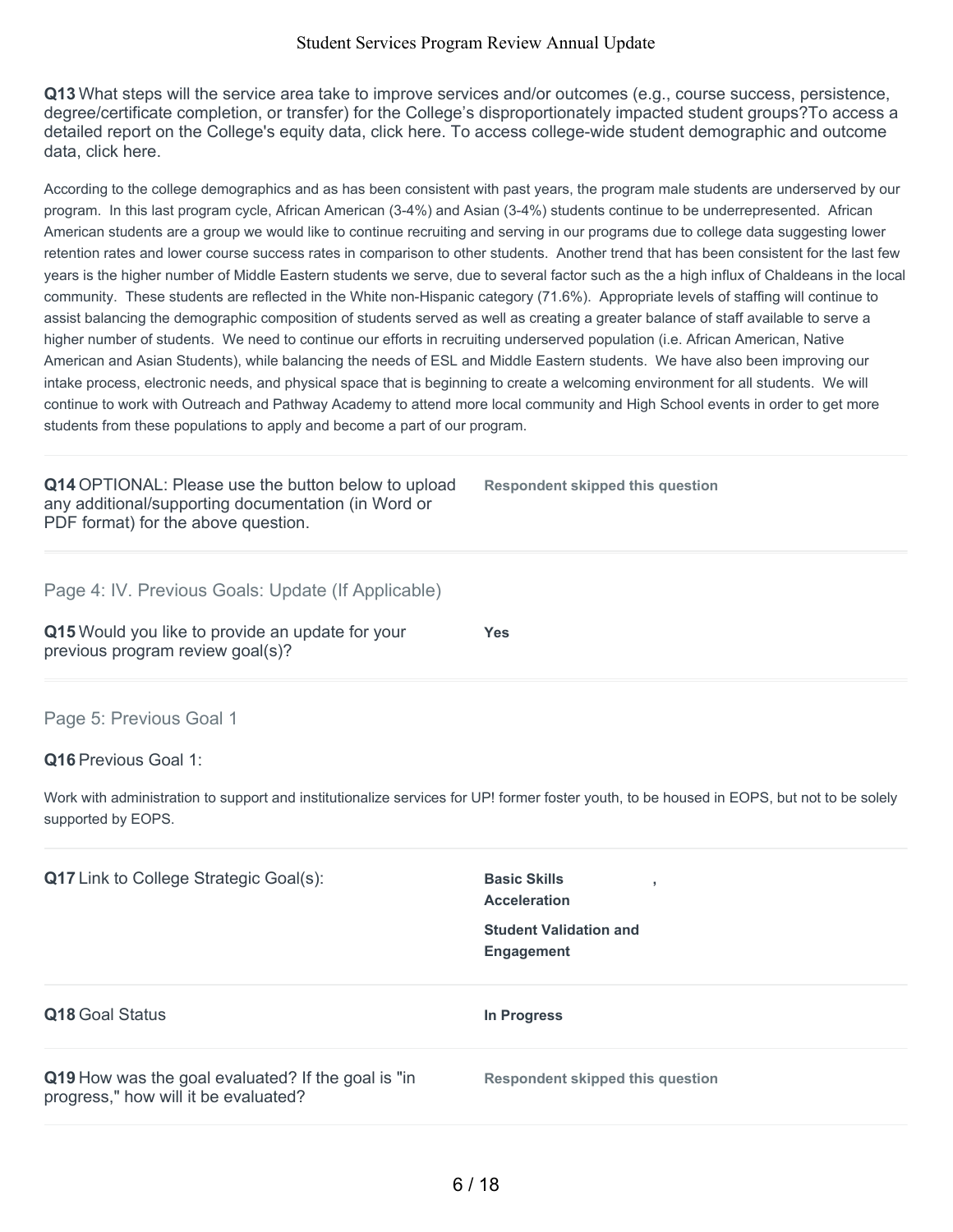**Q13** What steps will the service area take to improve services and/or outcomes (e.g., course success, persistence, degree/certificate completion, or transfer) for the College's disproportionately impacted student groups?To access a detailed report on the College's equity data, click here. To access college-wide student demographic and outcome data, click here.

According to the college demographics and as has been consistent with past years, the program male students are underserved by our program. In this last program cycle, African American (3-4%) and Asian (3-4%) students continue to be underrepresented. African American students are a group we would like to continue recruiting and serving in our programs due to college data suggesting lower retention rates and lower course success rates in comparison to other students. Another trend that has been consistent for the last few years is the higher number of Middle Eastern students we serve, due to several factor such as the a high influx of Chaldeans in the local community. These students are reflected in the White non-Hispanic category (71.6%). Appropriate levels of staffing will continue to assist balancing the demographic composition of students served as well as creating a greater balance of staff available to serve a higher number of students. We need to continue our efforts in recruiting underserved population (i.e. African American, Native American and Asian Students), while balancing the needs of ESL and Middle Eastern students. We have also been improving our intake process, electronic needs, and physical space that is beginning to create a welcoming environment for all students. We will continue to work with Outreach and Pathway Academy to attend more local community and High School events in order to get more students from these populations to apply and become a part of our program.

**Q14** OPTIONAL: Please use the button below to upload any additional/supporting documentation (in Word or PDF format) for the above question.

**Respondent skipped this question**

## Page 4: IV. Previous Goals: Update (If Applicable)

**Q15** Would you like to provide an update for your previous program review goal(s)?

**Yes**

## Page 5: Previous Goal 1

**Q16** Previous Goal 1:

Work with administration to support and institutionalize services for UP! former foster youth, to be housed in EOPS, but not to be solely supported by EOPS.

**Q17** Link to College Strategic Goal(s):

**Basic Skills Acceleration** ,

**Student Validation and Engagement**

**Q18** Goal Status

**In Progress**

**Q19** How was the goal evaluated? If the goal is "in progress," how will it be evaluated?

**Respondent skipped this question**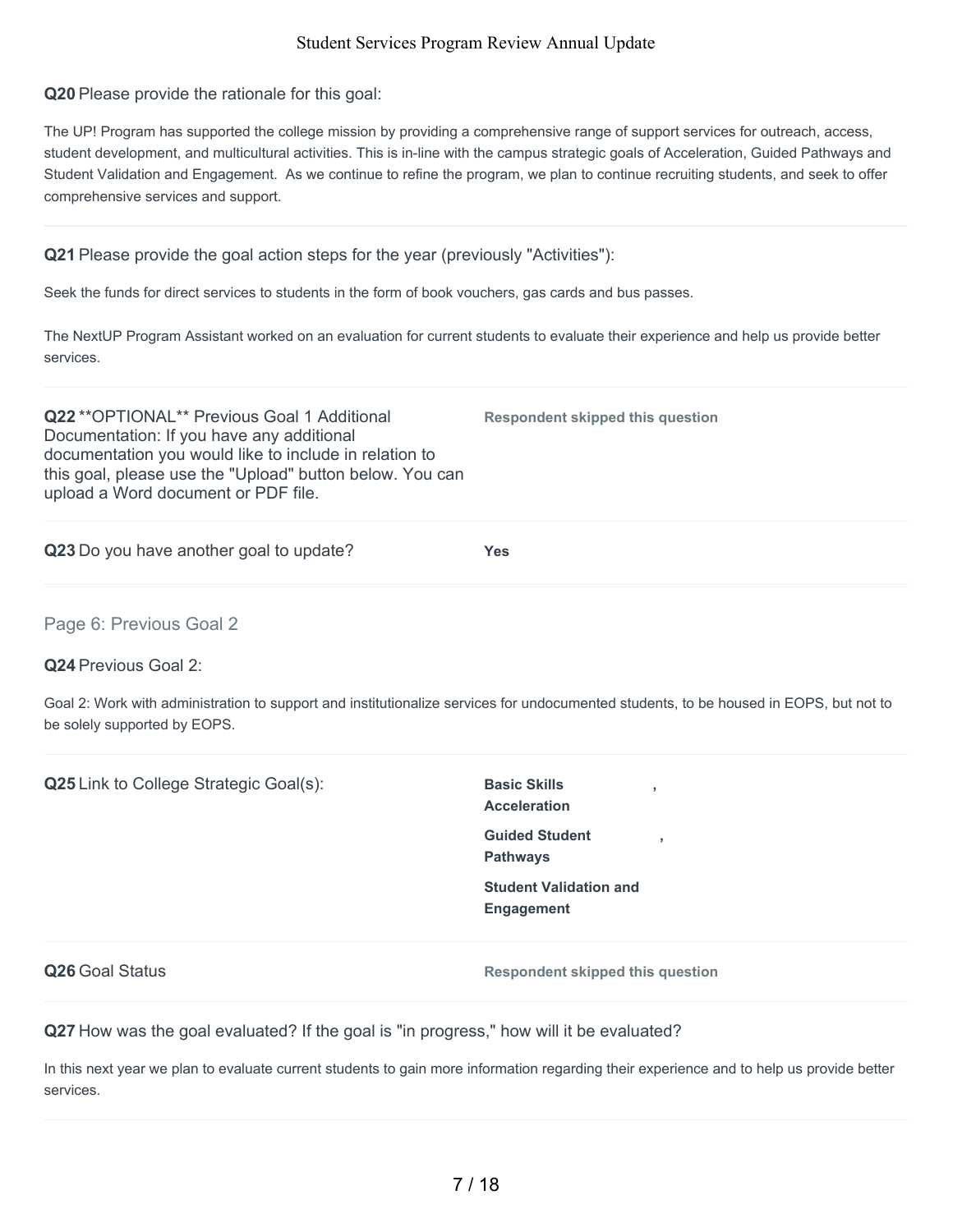**Q20** Please provide the rationale for this goal:

The UP! Program has supported the college mission by providing a comprehensive range of support services for outreach, access, student development, and multicultural activities. This is in-line with the campus strategic goals of Acceleration, Guided Pathways and Student Validation and Engagement. As we continue to refine the program, we plan to continue recruiting students, and seek to offer comprehensive services and support.

---

**Q21** Please provide the goal action steps for the year (previously "Activities"):

Seek the funds for direct services to students in the form of book vouchers, gas cards and bus passes.

The NextUP Program Assistant worked on an evaluation for current students to evaluate their experience and help us provide better services.

---

**Q22** **OPTIONAL** Previous Goal 1 Additional Documentation: If you have any additional documentation you would like to include in relation to this goal, please use the "Upload" button below. You can upload a Word document or PDF file.

**Respondent skipped this question**

---

**Q23** Do you have another goal to update?

**Yes**

---

## Page 6: Previous Goal 2

**Q24** Previous Goal 2:

Goal 2: Work with administration to support and institutionalize services for undocumented students, to be housed in EOPS, but not to be solely supported by EOPS.

---

**Q25** Link to College Strategic Goal(s):

**Basic Skills Acceleration**,

**Guided Student Pathways**,

**Student Validation and Engagement**

---

**Q26** Goal Status

**Respondent skipped this question**

---

**Q27** How was the goal evaluated? If the goal is "in progress," how will it be evaluated?

In this next year we plan to evaluate current students to gain more information regarding their experience and to help us provide better services.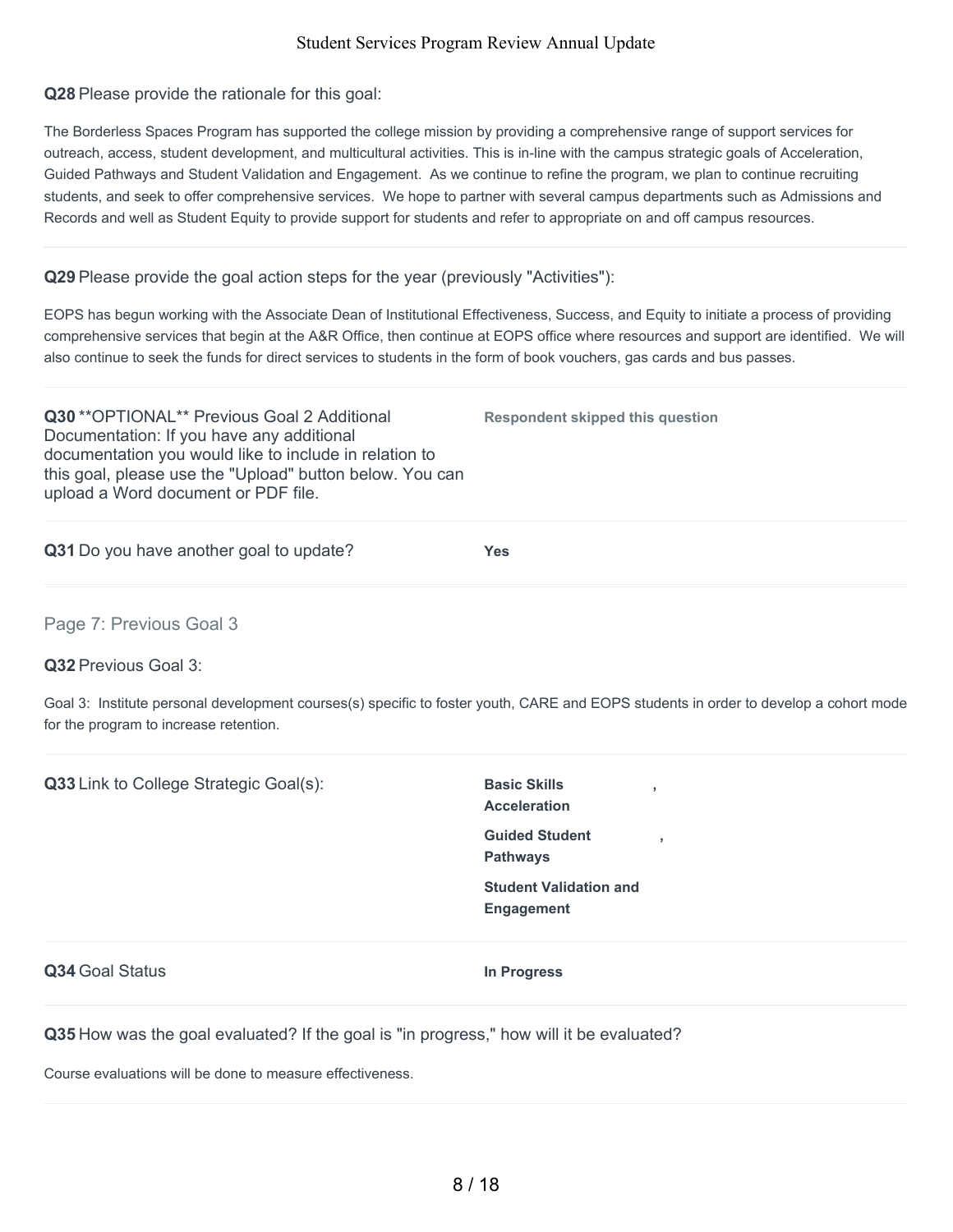**Q28** Please provide the rationale for this goal:

The Borderless Spaces Program has supported the college mission by providing a comprehensive range of support services for outreach, access, student development, and multicultural activities. This is in-line with the campus strategic goals of Acceleration, Guided Pathways and Student Validation and Engagement. As we continue to refine the program, we plan to continue recruiting students, and seek to offer comprehensive services. We hope to partner with several campus departments such as Admissions and Records and well as Student Equity to provide support for students and refer to appropriate on and off campus resources.

---

**Q29** Please provide the goal action steps for the year (previously "Activities"):

EOPS has begun working with the Associate Dean of Institutional Effectiveness, Success, and Equity to initiate a process of providing comprehensive services that begin at the A&R Office, then continue at EOPS office where resources and support are identified. We will also continue to seek the funds for direct services to students in the form of book vouchers, gas cards and bus passes.

---

**Q30** **OPTIONAL** Previous Goal 2 Additional Documentation: If you have any additional documentation you would like to include in relation to this goal, please use the "Upload" button below. You can upload a Word document or PDF file.

**Respondent skipped this question**

---

**Q31** Do you have another goal to update?

**Yes**

---

## Page 7: Previous Goal 3

**Q32** Previous Goal 3:

Goal 3: Institute personal development courses(s) specific to foster youth, CARE and EOPS students in order to develop a cohort mode for the program to increase retention.

---

**Q33** Link to College Strategic Goal(s):

**Basic Skills Acceleration**,

**Guided Student Pathways**,

**Student Validation and Engagement**

---

**Q34** Goal Status

**In Progress**

---

**Q35** How was the goal evaluated? If the goal is "in progress," how will it be evaluated?

Course evaluations will be done to measure effectiveness.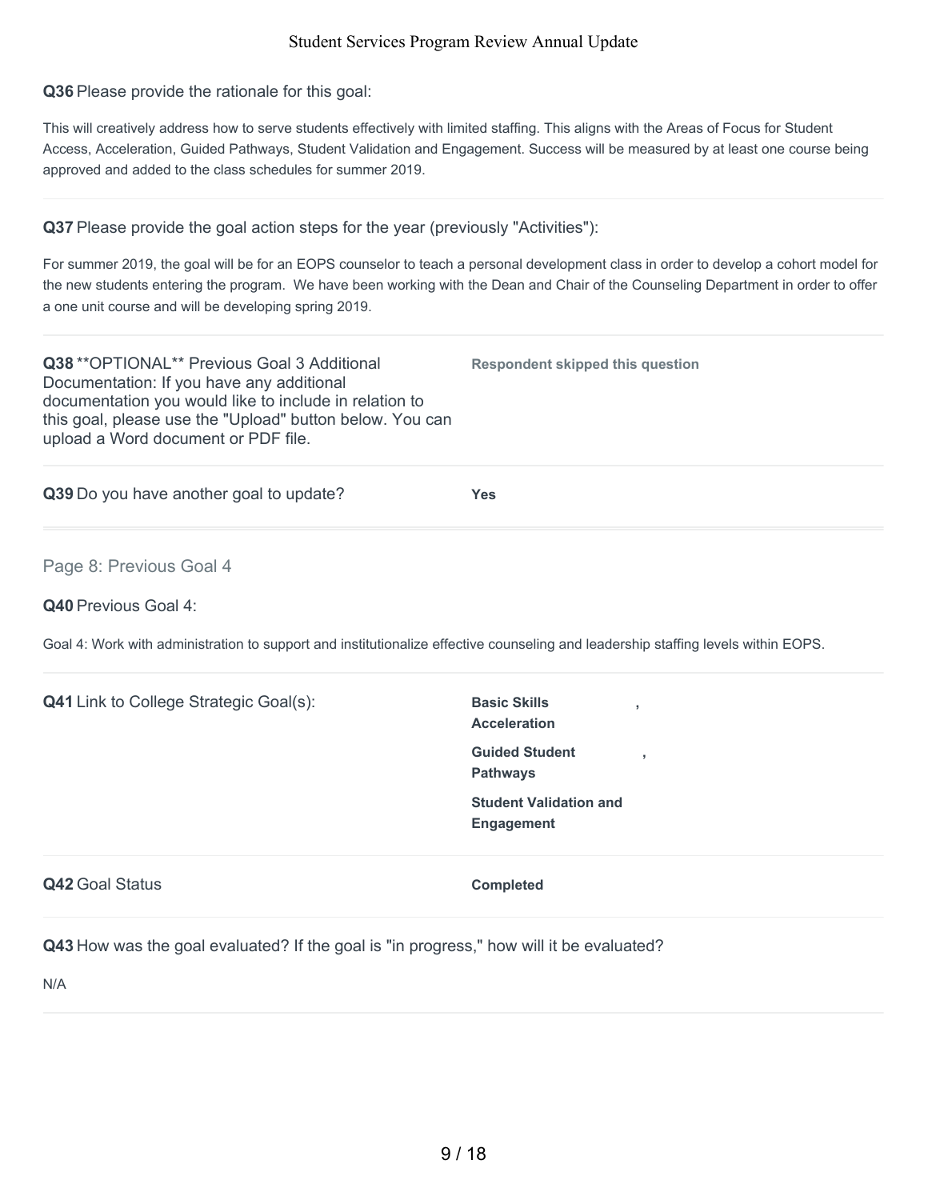**Q36** Please provide the rationale for this goal:

This will creatively address how to serve students effectively with limited staffing. This aligns with the Areas of Focus for Student Access, Acceleration, Guided Pathways, Student Validation and Engagement. Success will be measured by at least one course being approved and added to the class schedules for summer 2019.

**Q37** Please provide the goal action steps for the year (previously "Activities"):

For summer 2019, the goal will be for an EOPS counselor to teach a personal development class in order to develop a cohort model for the new students entering the program. We have been working with the Dean and Chair of the Counseling Department in order to offer a one unit course and will be developing spring 2019.

**Q38** **OPTIONAL** Previous Goal 3 Additional Documentation: If you have any additional documentation you would like to include in relation to this goal, please use the "Upload" button below. You can upload a Word document or PDF file.

**Respondent skipped this question**

**Q39** Do you have another goal to update?

**Yes**

## Page 8: Previous Goal 4

**Q40** Previous Goal 4:

Goal 4: Work with administration to support and institutionalize effective counseling and leadership staffing levels within EOPS.

**Q41** Link to College Strategic Goal(s):

**Basic Skills Acceleration** ,
**Guided Student Pathways** ,
**Student Validation and Engagement**

**Q42** Goal Status

**Completed**

**Q43** How was the goal evaluated? If the goal is "in progress," how will it be evaluated?

N/A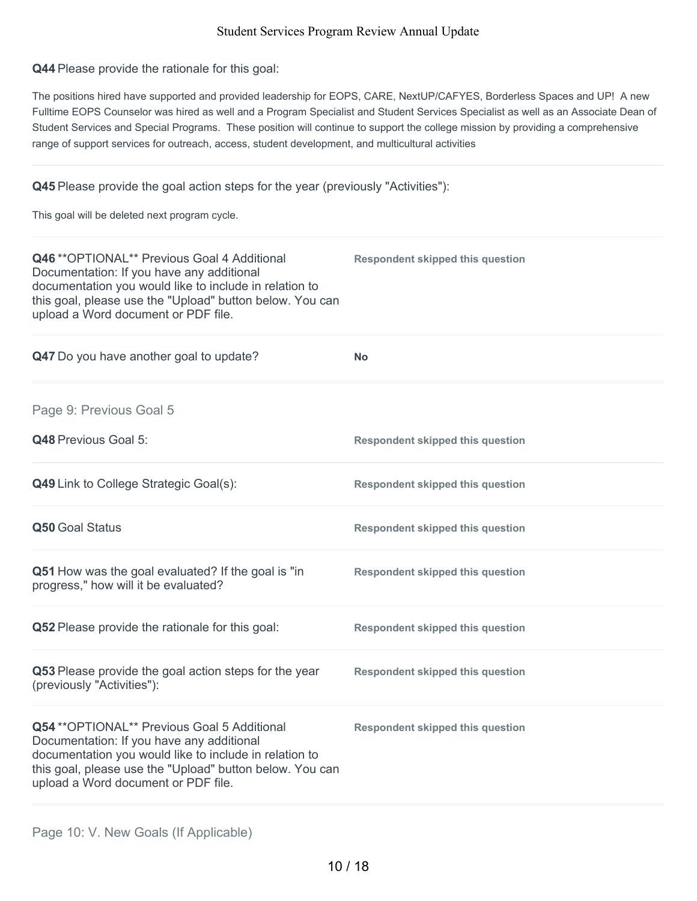**Q44** Please provide the rationale for this goal:

The positions hired have supported and provided leadership for EOPS, CARE, NextUP/CAFYES, Borderless Spaces and UP! A new Fulltime EOPS Counselor was hired as well and a Program Specialist and Student Services Specialist as well as an Associate Dean of Student Services and Special Programs. These position will continue to support the college mission by providing a comprehensive range of support services for outreach, access, student development, and multicultural activities

**Q45** Please provide the goal action steps for the year (previously "Activities"):

This goal will be deleted next program cycle.

| | |
|---|---|
| **Q46** **OPTIONAL** Previous Goal 4 Additional Documentation: If you have any additional documentation you would like to include in relation to this goal, please use the "Upload" button below. You can upload a Word document or PDF file. | **Respondent skipped this question** |
| **Q47** Do you have another goal to update? | **No** |

## Page 9: Previous Goal 5

| | |
|---|---|
| **Q48** Previous Goal 5: | **Respondent skipped this question** |
| **Q49** Link to College Strategic Goal(s): | **Respondent skipped this question** |
| **Q50** Goal Status | **Respondent skipped this question** |
| **Q51** How was the goal evaluated? If the goal is "in progress," how will it be evaluated? | **Respondent skipped this question** |
| **Q52** Please provide the rationale for this goal: | **Respondent skipped this question** |
| **Q53** Please provide the goal action steps for the year (previously "Activities"): | **Respondent skipped this question** |
| **Q54** **OPTIONAL** Previous Goal 5 Additional Documentation: If you have any additional documentation you would like to include in relation to this goal, please use the "Upload" button below. You can upload a Word document or PDF file. | **Respondent skipped this question** |

## Page 10: V. New Goals (If Applicable)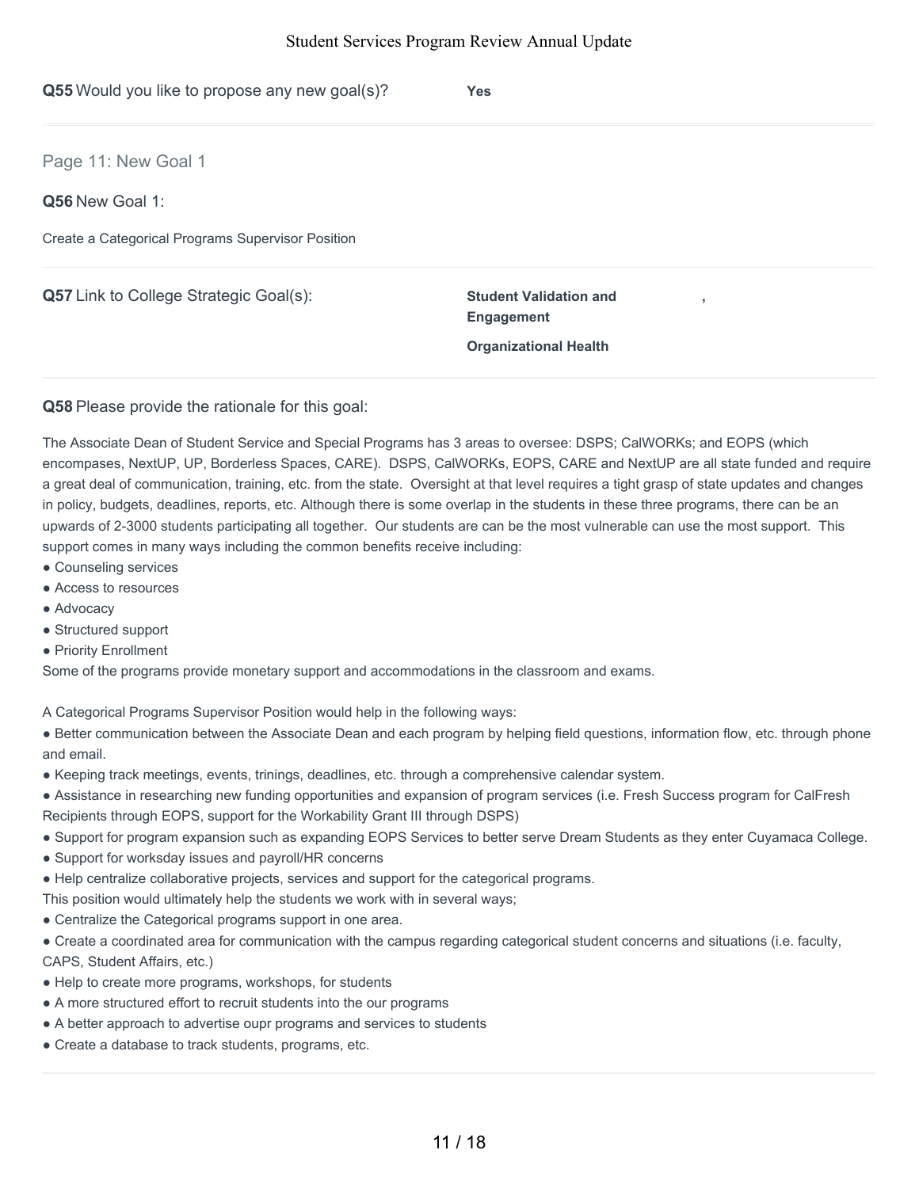**Q55** Would you like to propose any new goal(s)? **Yes**

## Page 11: New Goal 1

**Q56** New Goal 1:

Create a Categorical Programs Supervisor Position

**Q57** Link to College Strategic Goal(s):

**Student Validation and Engagement** ,

**Organizational Health**

**Q58** Please provide the rationale for this goal:

The Associate Dean of Student Service and Special Programs has 3 areas to oversee: DSPS; CalWORKs; and EOPS (which encompases, NextUP, UP, Borderless Spaces, CARE). DSPS, CalWORKs, EOPS, CARE and NextUP are all state funded and require a great deal of communication, training, etc. from the state. Oversight at that level requires a tight grasp of state updates and changes in policy, budgets, deadlines, reports, etc. Although there is some overlap in the students in these three programs, there can be an upwards of 2-3000 students participating all together. Our students are can be the most vulnerable can use the most support. This support comes in many ways including the common benefits receive including:

- Counseling services
- Access to resources
- Advocacy
- Structured support
- Priority Enrollment

Some of the programs provide monetary support and accommodations in the classroom and exams.

A Categorical Programs Supervisor Position would help in the following ways:

- Better communication between the Associate Dean and each program by helping field questions, information flow, etc. through phone and email.
- Keeping track meetings, events, trinings, deadlines, etc. through a comprehensive calendar system.
- Assistance in researching new funding opportunities and expansion of program services (i.e. Fresh Success program for CalFresh Recipients through EOPS, support for the Workability Grant III through DSPS)
- Support for program expansion such as expanding EOPS Services to better serve Dream Students as they enter Cuyamaca College.
- Support for worksday issues and payroll/HR concerns
- Help centralize collaborative projects, services and support for the categorical programs.

This position would ultimately help the students we work with in several ways;

- Centralize the Categorical programs support in one area.
- Create a coordinated area for communication with the campus regarding categorical student concerns and situations (i.e. faculty, CAPS, Student Affairs, etc.)
- Help to create more programs, workshops, for students
- A more structured effort to recruit students into the our programs
- A better approach to advertise oupr programs and services to students
- Create a database to track students, programs, etc.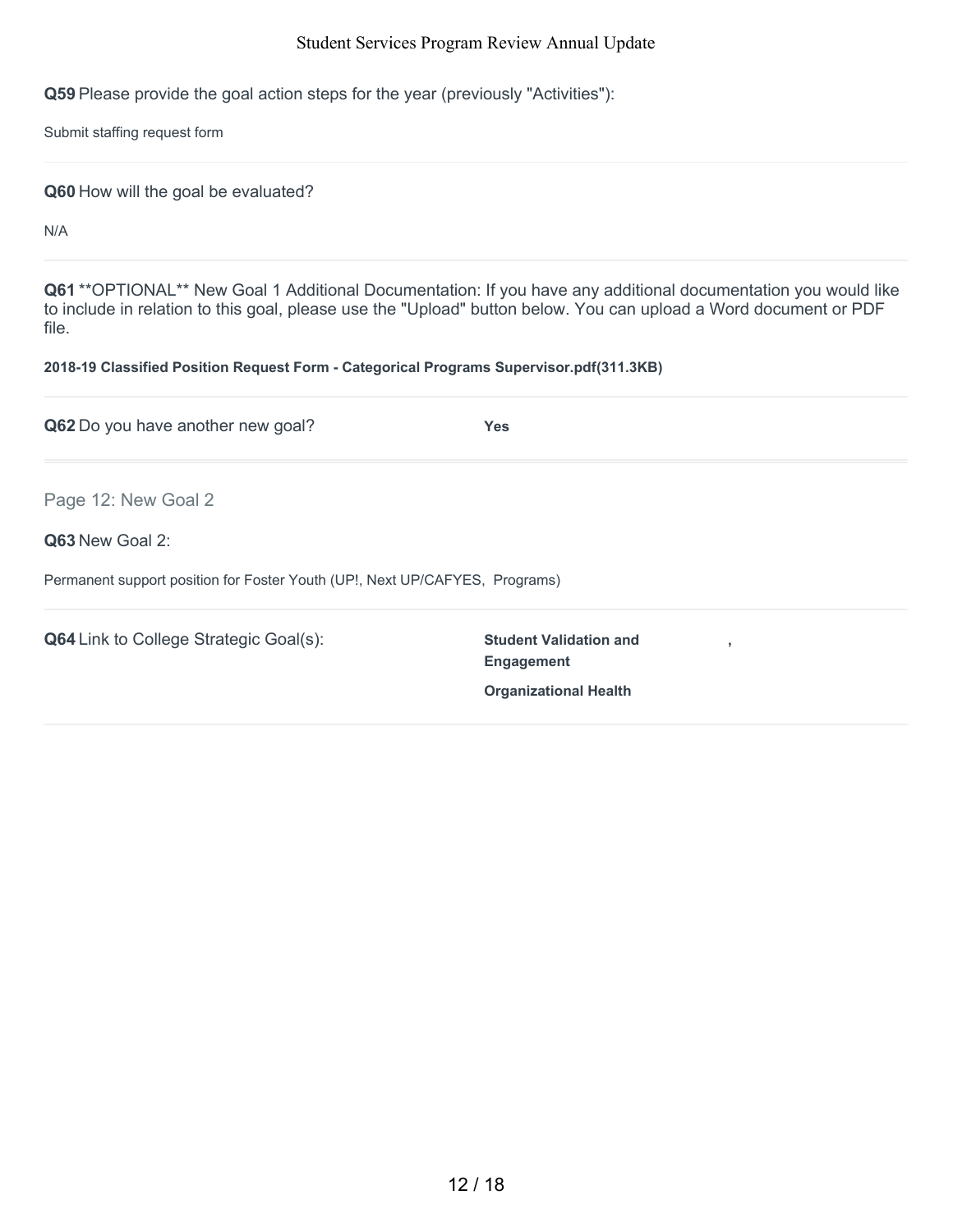**Q59** Please provide the goal action steps for the year (previously "Activities"):

Submit staffing request form

---

**Q60** How will the goal be evaluated?

N/A

---

**Q61** **OPTIONAL** New Goal 1 Additional Documentation: If you have any additional documentation you would like to include in relation to this goal, please use the "Upload" button below. You can upload a Word document or PDF file.

**2018-19 Classified Position Request Form - Categorical Programs Supervisor.pdf(311.3KB)**

---

**Q62** Do you have another new goal? **Yes**

---

## Page 12: New Goal 2

**Q63** New Goal 2:

Permanent support position for Foster Youth (UP!, Next UP/CAFYES, Programs)

---

**Q64** Link to College Strategic Goal(s):

**Student Validation and Engagement** ,

**Organizational Health**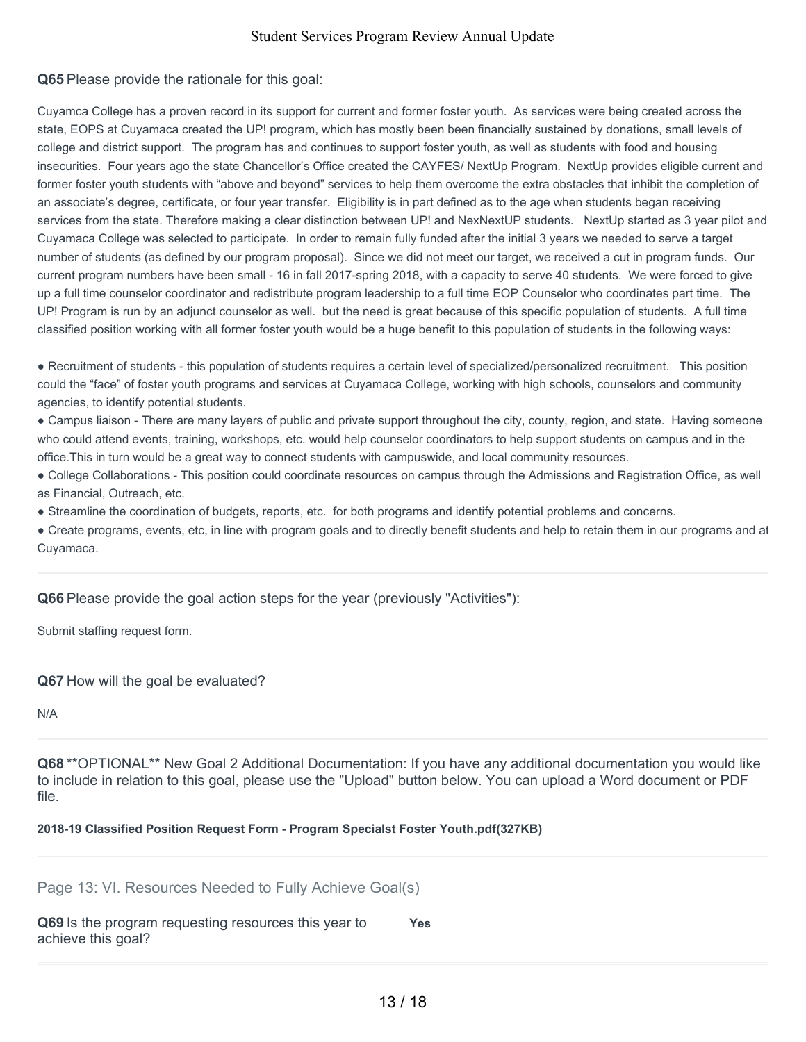**Q65** Please provide the rationale for this goal:

Cuyamca College has a proven record in its support for current and former foster youth. As services were being created across the state, EOPS at Cuyamaca created the UP! program, which has mostly been been financially sustained by donations, small levels of college and district support. The program has and continues to support foster youth, as well as students with food and housing insecurities. Four years ago the state Chancellor's Office created the CAYFES/ NextUp Program. NextUp provides eligible current and former foster youth students with "above and beyond" services to help them overcome the extra obstacles that inhibit the completion of an associate's degree, certificate, or four year transfer. Eligibility is in part defined as to the age when students began receiving services from the state. Therefore making a clear distinction between UP! and NexNextUP students. NextUp started as 3 year pilot and Cuyamaca College was selected to participate. In order to remain fully funded after the initial 3 years we needed to serve a target number of students (as defined by our program proposal). Since we did not meet our target, we received a cut in program funds. Our current program numbers have been small - 16 in fall 2017-spring 2018, with a capacity to serve 40 students. We were forced to give up a full time counselor coordinator and redistribute program leadership to a full time EOP Counselor who coordinates part time. The UP! Program is run by an adjunct counselor as well. but the need is great because of this specific population of students. A full time classified position working with all former foster youth would be a huge benefit to this population of students in the following ways:

● Recruitment of students - this population of students requires a certain level of specialized/personalized recruitment. This position could the "face" of foster youth programs and services at Cuyamaca College, working with high schools, counselors and community agencies, to identify potential students.
● Campus liaison - There are many layers of public and private support throughout the city, county, region, and state. Having someone who could attend events, training, workshops, etc. would help counselor coordinators to help support students on campus and in the office.This in turn would be a great way to connect students with campuswide, and local community resources.
● College Collaborations - This position could coordinate resources on campus through the Admissions and Registration Office, as well as Financial, Outreach, etc.
● Streamline the coordination of budgets, reports, etc. for both programs and identify potential problems and concerns.
● Create programs, events, etc, in line with program goals and to directly benefit students and help to retain them in our programs and at Cuyamaca.

**Q66** Please provide the goal action steps for the year (previously "Activities"):

Submit staffing request form.

**Q67** How will the goal be evaluated?

N/A

**Q68** **OPTIONAL** New Goal 2 Additional Documentation: If you have any additional documentation you would like to include in relation to this goal, please use the "Upload" button below. You can upload a Word document or PDF file.

**2018-19 Classified Position Request Form - Program Specialst Foster Youth.pdf(327KB)**

## Page 13: VI. Resources Needed to Fully Achieve Goal(s)

**Q69** Is the program requesting resources this year to achieve this goal? **Yes**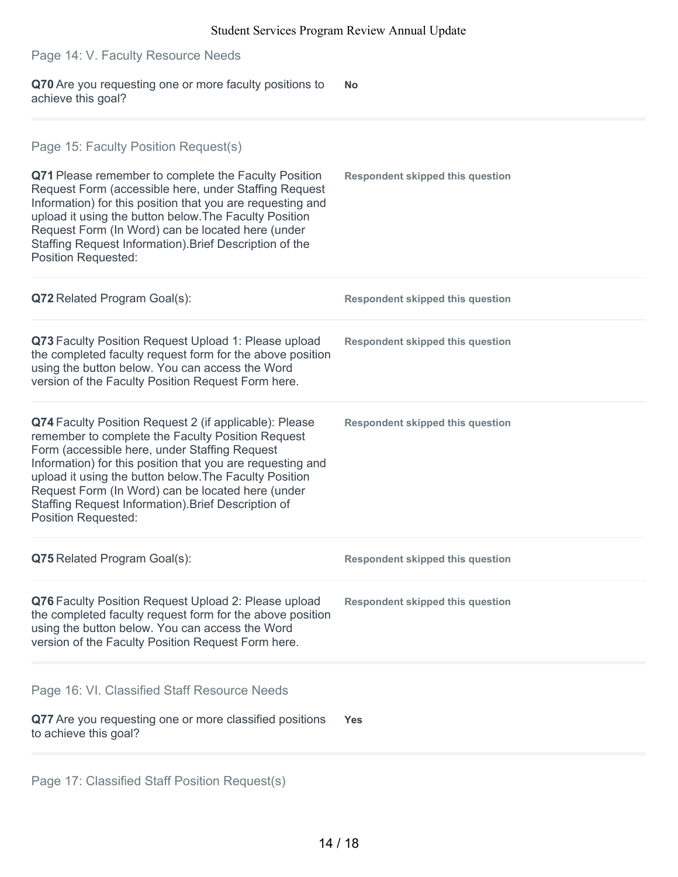## Page 14: V. Faculty Resource Needs

**Q70** Are you requesting one or more faculty positions to achieve this goal?

**No**

## Page 15: Faculty Position Request(s)

**Q71** Please remember to complete the Faculty Position Request Form (accessible here, under Staffing Request Information) for this position that you are requesting and upload it using the button below.The Faculty Position Request Form (In Word) can be located here (under Staffing Request Information).Brief Description of the Position Requested:

**Respondent skipped this question**

**Q72** Related Program Goal(s):

**Respondent skipped this question**

**Q73** Faculty Position Request Upload 1: Please upload the completed faculty request form for the above position using the button below. You can access the Word version of the Faculty Position Request Form here.

**Respondent skipped this question**

**Q74** Faculty Position Request 2 (if applicable): Please remember to complete the Faculty Position Request Form (accessible here, under Staffing Request Information) for this position that you are requesting and upload it using the button below.The Faculty Position Request Form (In Word) can be located here (under Staffing Request Information).Brief Description of Position Requested:

**Respondent skipped this question**

**Q75** Related Program Goal(s):

**Respondent skipped this question**

**Q76** Faculty Position Request Upload 2: Please upload the completed faculty request form for the above position using the button below. You can access the Word version of the Faculty Position Request Form here.

**Respondent skipped this question**

## Page 16: VI. Classified Staff Resource Needs

**Q77** Are you requesting one or more classified positions to achieve this goal?

**Yes**

## Page 17: Classified Staff Position Request(s)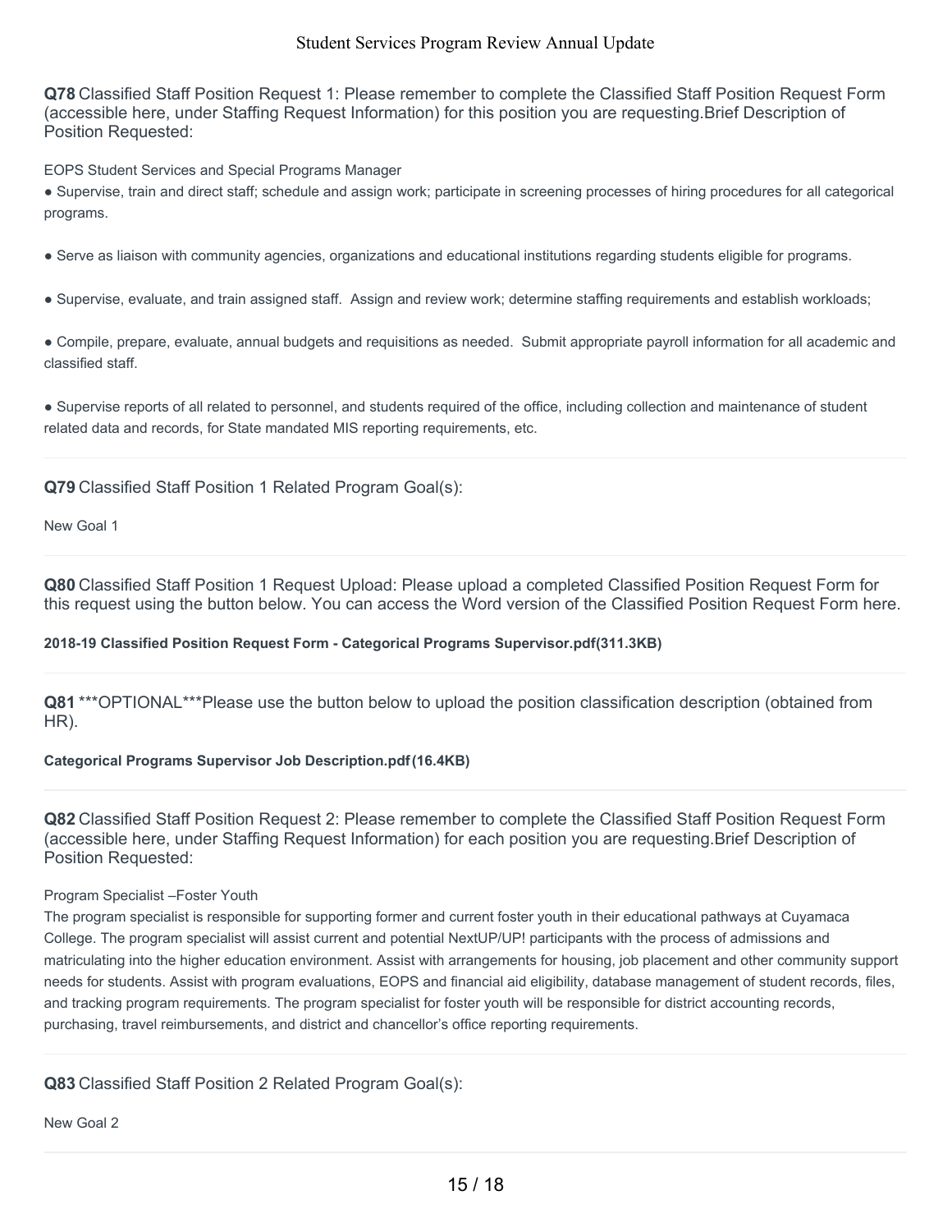**Q78** Classified Staff Position Request 1: Please remember to complete the Classified Staff Position Request Form (accessible here, under Staffing Request Information) for this position you are requesting.Brief Description of Position Requested:

EOPS Student Services and Special Programs Manager

- Supervise, train and direct staff; schedule and assign work; participate in screening processes of hiring procedures for all categorical programs.

- Serve as liaison with community agencies, organizations and educational institutions regarding students eligible for programs.

- Supervise, evaluate, and train assigned staff. Assign and review work; determine staffing requirements and establish workloads;

- Compile, prepare, evaluate, annual budgets and requisitions as needed. Submit appropriate payroll information for all academic and classified staff.

- Supervise reports of all related to personnel, and students required of the office, including collection and maintenance of student related data and records, for State mandated MIS reporting requirements, etc.

---

**Q79** Classified Staff Position 1 Related Program Goal(s):

New Goal 1

---

**Q80** Classified Staff Position 1 Request Upload: Please upload a completed Classified Position Request Form for this request using the button below. You can access the Word version of the Classified Position Request Form here.

**2018-19 Classified Position Request Form - Categorical Programs Supervisor.pdf(311.3KB)**

---

**Q81** ***OPTIONAL***Please use the button below to upload the position classification description (obtained from HR).

**Categorical Programs Supervisor Job Description.pdf(16.4KB)**

---

**Q82** Classified Staff Position Request 2: Please remember to complete the Classified Staff Position Request Form (accessible here, under Staffing Request Information) for each position you are requesting.Brief Description of Position Requested:

Program Specialist –Foster Youth

The program specialist is responsible for supporting former and current foster youth in their educational pathways at Cuyamaca College. The program specialist will assist current and potential NextUP/UP! participants with the process of admissions and matriculating into the higher education environment. Assist with arrangements for housing, job placement and other community support needs for students. Assist with program evaluations, EOPS and financial aid eligibility, database management of student records, files, and tracking program requirements. The program specialist for foster youth will be responsible for district accounting records, purchasing, travel reimbursements, and district and chancellor's office reporting requirements.

---

**Q83** Classified Staff Position 2 Related Program Goal(s):

New Goal 2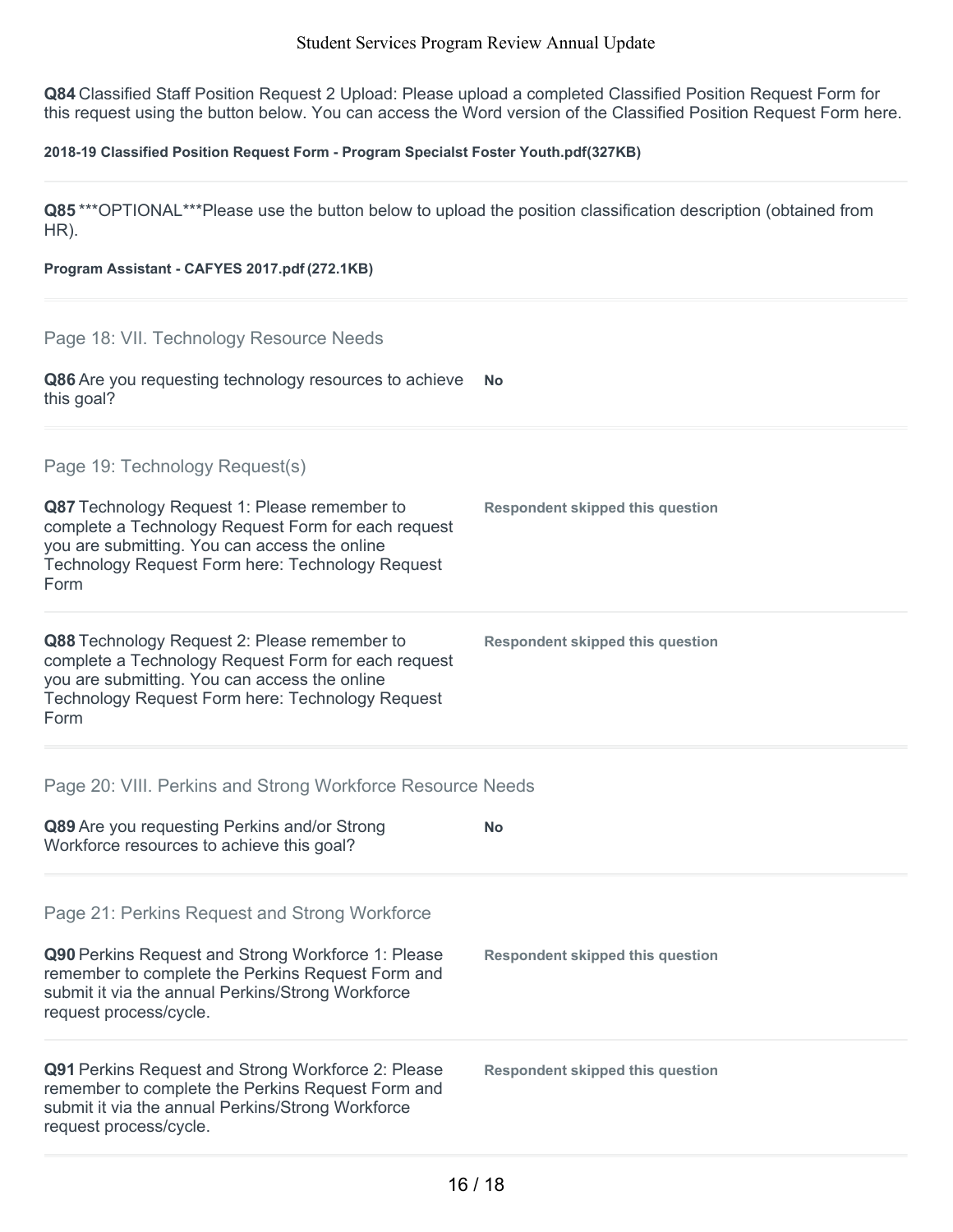**Q84** Classified Staff Position Request 2 Upload: Please upload a completed Classified Position Request Form for this request using the button below. You can access the Word version of the Classified Position Request Form here.

**2018-19 Classified Position Request Form - Program Specialst Foster Youth.pdf(327KB)**

**Q85** ***OPTIONAL***Please use the button below to upload the position classification description (obtained from HR).

**Program Assistant - CAFYES 2017.pdf (272.1KB)**

## Page 18: VII. Technology Resource Needs

**Q86** Are you requesting technology resources to achieve this goal? **No**

## Page 19: Technology Request(s)

**Q87** Technology Request 1: Please remember to complete a Technology Request Form for each request you are submitting. You can access the online Technology Request Form here: Technology Request Form

**Respondent skipped this question**

**Q88** Technology Request 2: Please remember to complete a Technology Request Form for each request you are submitting. You can access the online Technology Request Form here: Technology Request Form

**Respondent skipped this question**

## Page 20: VIII. Perkins and Strong Workforce Resource Needs

**Q89** Are you requesting Perkins and/or Strong Workforce resources to achieve this goal? **No**

## Page 21: Perkins Request and Strong Workforce

**Q90** Perkins Request and Strong Workforce 1: Please remember to complete the Perkins Request Form and submit it via the annual Perkins/Strong Workforce request process/cycle.

**Respondent skipped this question**

**Q91** Perkins Request and Strong Workforce 2: Please remember to complete the Perkins Request Form and submit it via the annual Perkins/Strong Workforce request process/cycle.

**Respondent skipped this question**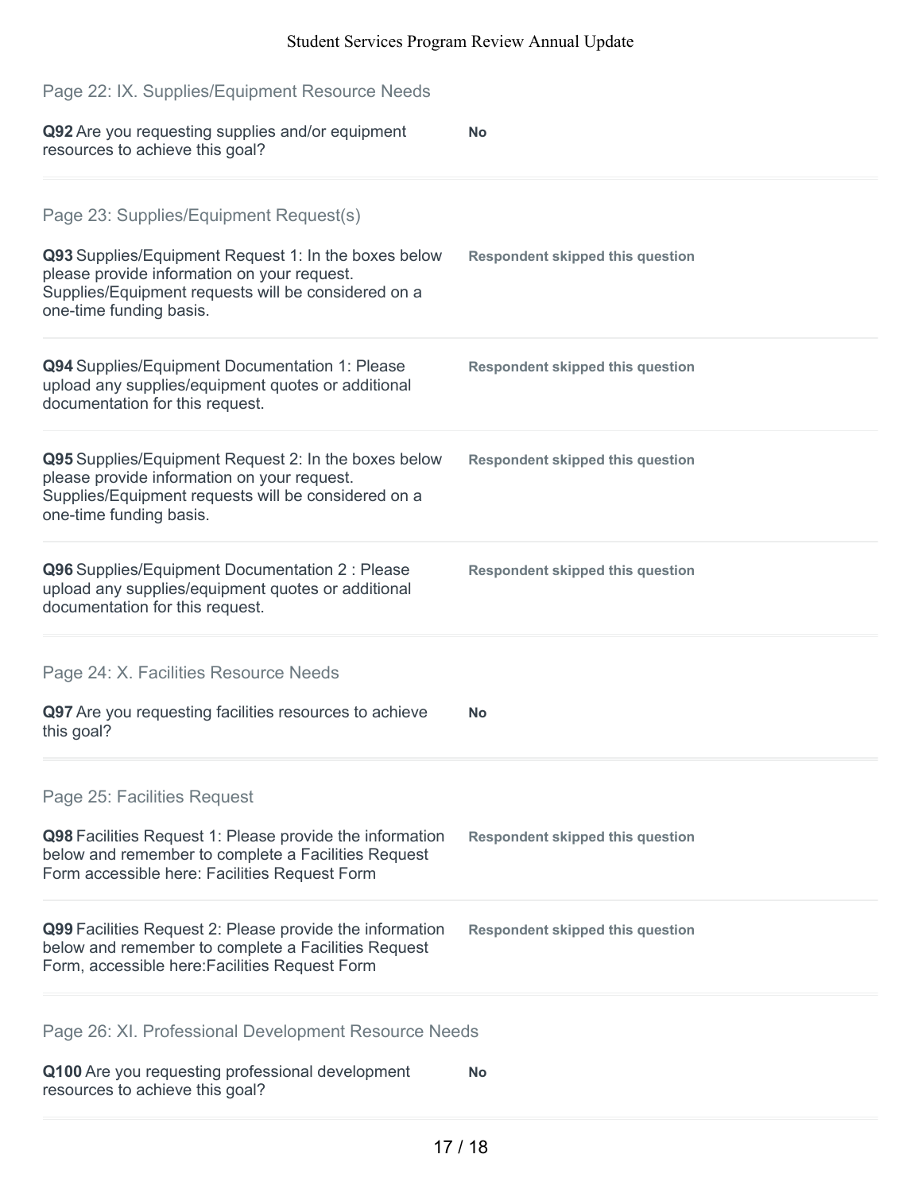## Page 22: IX. Supplies/Equipment Resource Needs

**Q92** Are you requesting supplies and/or equipment resources to achieve this goal?

**No**

## Page 23: Supplies/Equipment Request(s)

**Q93** Supplies/Equipment Request 1: In the boxes below please provide information on your request. Supplies/Equipment requests will be considered on a one-time funding basis.

**Respondent skipped this question**

**Q94** Supplies/Equipment Documentation 1: Please upload any supplies/equipment quotes or additional documentation for this request.

**Respondent skipped this question**

**Q95** Supplies/Equipment Request 2: In the boxes below please provide information on your request. Supplies/Equipment requests will be considered on a one-time funding basis.

**Respondent skipped this question**

**Q96** Supplies/Equipment Documentation 2 : Please upload any supplies/equipment quotes or additional documentation for this request.

**Respondent skipped this question**

## Page 24: X. Facilities Resource Needs

**Q97** Are you requesting facilities resources to achieve this goal?

**No**

## Page 25: Facilities Request

**Q98** Facilities Request 1: Please provide the information below and remember to complete a Facilities Request Form accessible here: Facilities Request Form

**Respondent skipped this question**

**Q99** Facilities Request 2: Please provide the information below and remember to complete a Facilities Request Form, accessible here:Facilities Request Form

**Respondent skipped this question**

## Page 26: XI. Professional Development Resource Needs

**Q100** Are you requesting professional development resources to achieve this goal?

**No**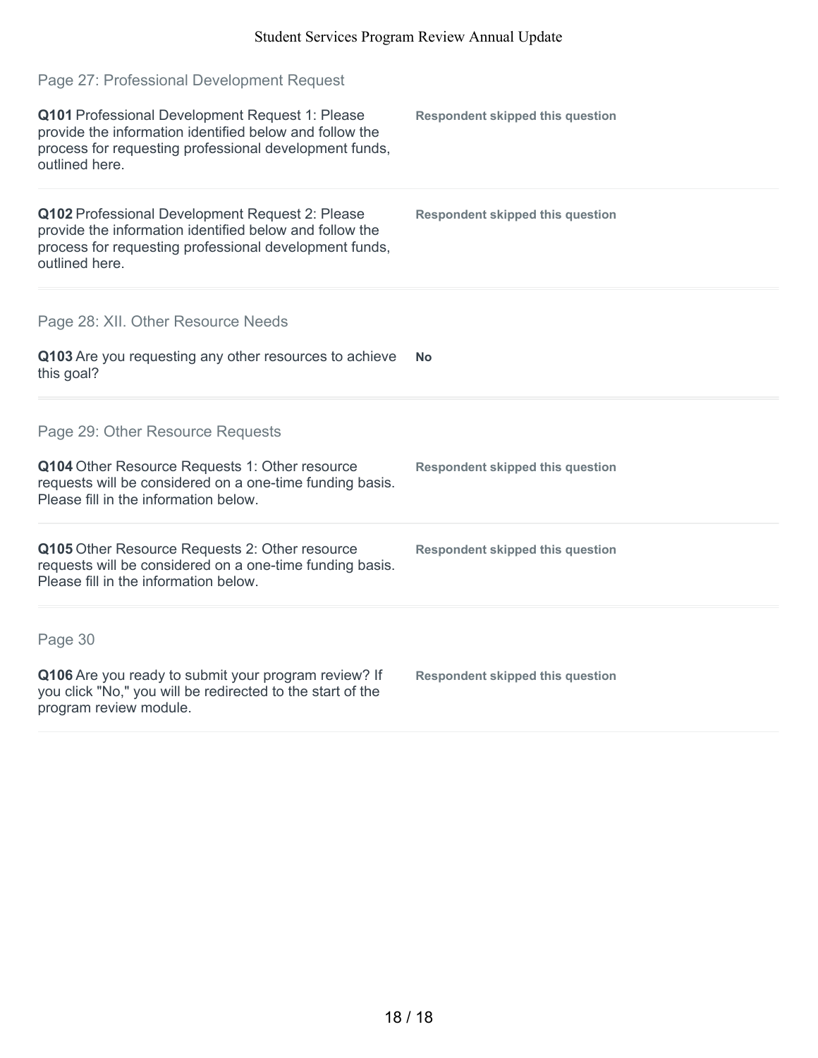## Page 27: Professional Development Request

**Q101** Professional Development Request 1: Please provide the information identified below and follow the process for requesting professional development funds, outlined here.

**Respondent skipped this question**

**Q102** Professional Development Request 2: Please provide the information identified below and follow the process for requesting professional development funds, outlined here.

**Respondent skipped this question**

## Page 28: XII. Other Resource Needs

**Q103** Are you requesting any other resources to achieve this goal?

**No**

## Page 29: Other Resource Requests

**Q104** Other Resource Requests 1: Other resource requests will be considered on a one-time funding basis. Please fill in the information below.

**Respondent skipped this question**

**Q105** Other Resource Requests 2: Other resource requests will be considered on a one-time funding basis. Please fill in the information below.

**Respondent skipped this question**

## Page 30

**Q106** Are you ready to submit your program review? If you click "No," you will be redirected to the start of the program review module.

**Respondent skipped this question**